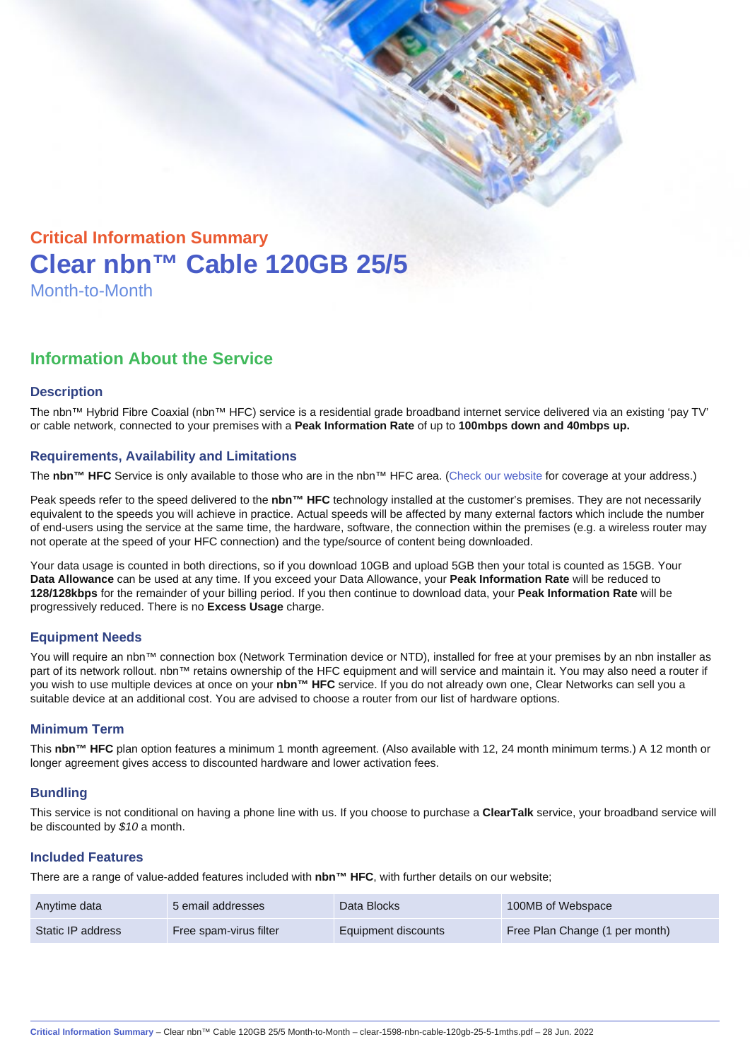## Critical Information Summary

# Clear nbn™ Cable 120GB 25/5

Month-to-Month

## Information About the Service

### Description

The nbn™ Hybrid Fibre Coaxial (nbn™ HFC) service is a residential grade broadband internet service delivered via an existing 'pay TV' or cable network, connected to your premises with a **Peak Information Rate** of up to **100mbps down and 40mbps up.**

### Requirements, Availability and Limitations

The **nbn™ HFC** Service is only available to those who are in the nbn™ HFC area. (Check our website for coverage at your address.)

Peak speeds refer to the speed delivered to the **nbn™ HFC** technology installed at the customer's premises. They are not necessarily equivalent to the speeds you will achieve in practice. Actual speeds will be affected by many external factors which include the number of end-users using the service at the same time, the hardware, software, the connection within the premises (e.g. a wireless router may not operate at the speed of your HFC connection) and the type/source of content being downloaded.

Your data usage is counted in both directions, so if you download 10GB and upload 5GB then your total is counted as 15GB. Your **Data Allowance** can be used at any time. If you exceed your Data Allowance, your **Peak Information Rate** will be reduced to **128/128kbps** for the remainder of your billing period. If you then continue to download data, your **Peak Information Rate** will be progressively reduced. There is no **Excess Usage** charge.

### Equipment Needs

You will require an nbn™ connection box (Network Termination device or NTD), installed for free at your premises by an nbn installer as part of its network rollout. nbn™ retains ownership of the HFC equipment and will service and maintain it. You may also need a router if you wish to use multiple devices at once on your **nbn™ HFC** service. If you do not already own one, Clear Networks can sell you a suitable device at an additional cost. You are advised to choose a router from our list of hardware options.

### Minimum Term

This **nbn™ HFC** plan option features a minimum 1 month agreement. (Also available with 12, 24 month minimum terms.) A 12 month or longer agreement gives access to discounted hardware and lower activation fees.

### Bundling

This service is not conditional on having a phone line with us. If you choose to purchase a **ClearTalk** service, your broadband service will be discounted by *$10* a month.

### Included Features

There are a range of value-added features included with **nbn™ HFC**, with further details on our website;

| | | | |
|---|---|---|---|
| Anytime data | 5 email addresses | Data Blocks | 100MB of Webspace |
| Static IP address | Free spam-virus filter | Equipment discounts | Free Plan Change (1 per month) |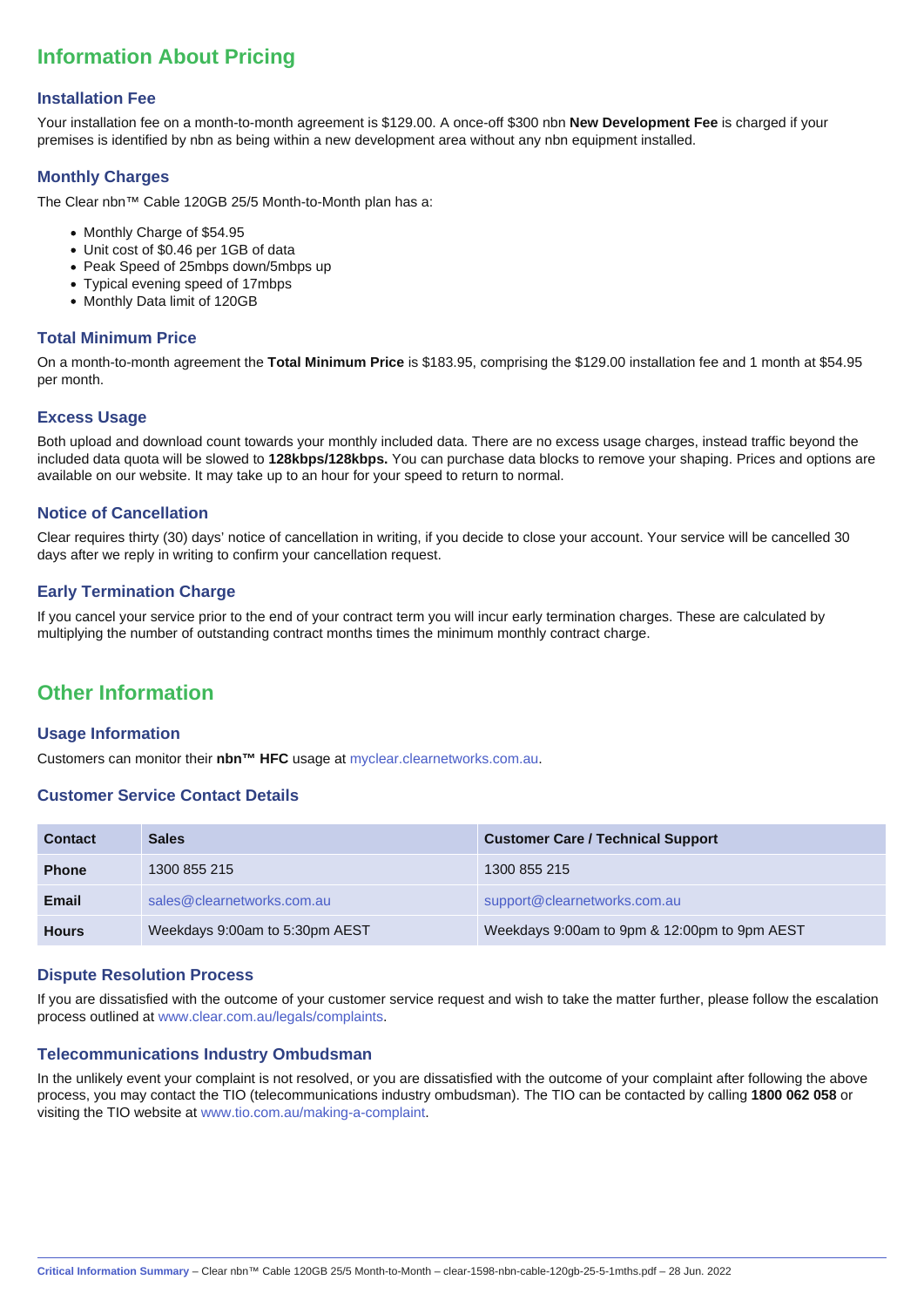# Information About Pricing

## Installation Fee

Your installation fee on a month-to-month agreement is $129.00. A once-off $300 nbn **New Development Fee** is charged if your premises is identified by nbn as being within a new development area without any nbn equipment installed.

## Monthly Charges

The Clear nbn™ Cable 120GB 25/5 Month-to-Month plan has a:

- Monthly Charge of $54.95
- Unit cost of $0.46 per 1GB of data
- Peak Speed of 25mbps down/5mbps up
- Typical evening speed of 17mbps
- Monthly Data limit of 120GB

## Total Minimum Price

On a month-to-month agreement the **Total Minimum Price** is $183.95, comprising the $129.00 installation fee and 1 month at $54.95 per month.

## Excess Usage

Both upload and download count towards your monthly included data. There are no excess usage charges, instead traffic beyond the included data quota will be slowed to **128kbps/128kbps.** You can purchase data blocks to remove your shaping. Prices and options are available on our website. It may take up to an hour for your speed to return to normal.

## Notice of Cancellation

Clear requires thirty (30) days' notice of cancellation in writing, if you decide to close your account. Your service will be cancelled 30 days after we reply in writing to confirm your cancellation request.

## Early Termination Charge

If you cancel your service prior to the end of your contract term you will incur early termination charges. These are calculated by multiplying the number of outstanding contract months times the minimum monthly contract charge.

# Other Information

## Usage Information

Customers can monitor their **nbn™ HFC** usage at myclear.clearnetworks.com.au.

## Customer Service Contact Details

| Contact | Sales | Customer Care / Technical Support |
|---|---|---|
| **Phone** | 1300 855 215 | 1300 855 215 |
| **Email** | sales@clearnetworks.com.au | support@clearnetworks.com.au |
| **Hours** | Weekdays 9:00am to 5:30pm AEST | Weekdays 9:00am to 9pm & 12:00pm to 9pm AEST |

## Dispute Resolution Process

If you are dissatisfied with the outcome of your customer service request and wish to take the matter further, please follow the escalation process outlined at www.clear.com.au/legals/complaints.

## Telecommunications Industry Ombudsman

In the unlikely event your complaint is not resolved, or you are dissatisfied with the outcome of your complaint after following the above process, you may contact the TIO (telecommunications industry ombudsman). The TIO can be contacted by calling **1800 062 058** or visiting the TIO website at www.tio.com.au/making-a-complaint.